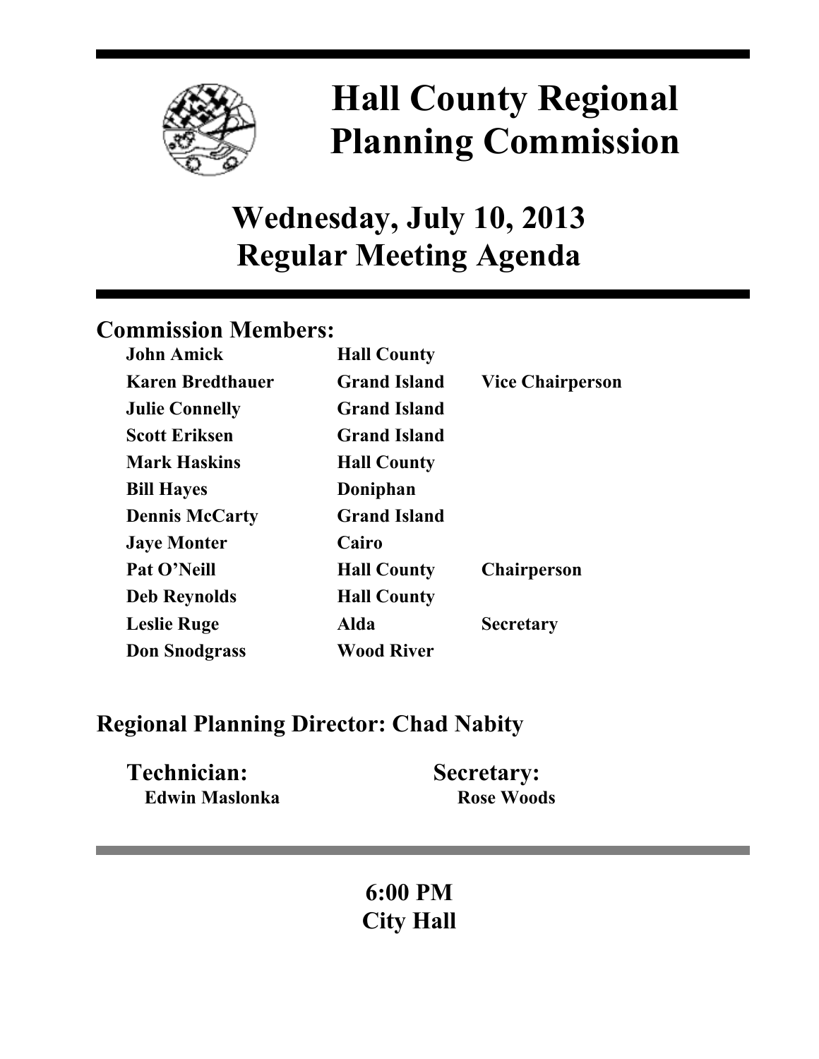# Hall County Regional Planning Commission

## Wednesday, July 10, 2013
## Regular Meeting Agenda

### Commission Members:

| | | |
|---|---|---|
| **John Amick** | **Hall County** | |
| **Karen Bredthauer** | **Grand Island** | **Vice Chairperson** |
| **Julie Connelly** | **Grand Island** | |
| **Scott Eriksen** | **Grand Island** | |
| **Mark Haskins** | **Hall County** | |
| **Bill Hayes** | **Doniphan** | |
| **Dennis McCarty** | **Grand Island** | |
| **Jaye Monter** | **Cairo** | |
| **Pat O'Neill** | **Hall County** | **Chairperson** |
| **Deb Reynolds** | **Hall County** | |
| **Leslie Ruge** | **Alda** | **Secretary** |
| **Don Snodgrass** | **Wood River** | |

### Regional Planning Director: Chad Nabity

**Technician:**
**Edwin Maslonka**

**Secretary:**
**Rose Woods**

**6:00 PM**
**City Hall**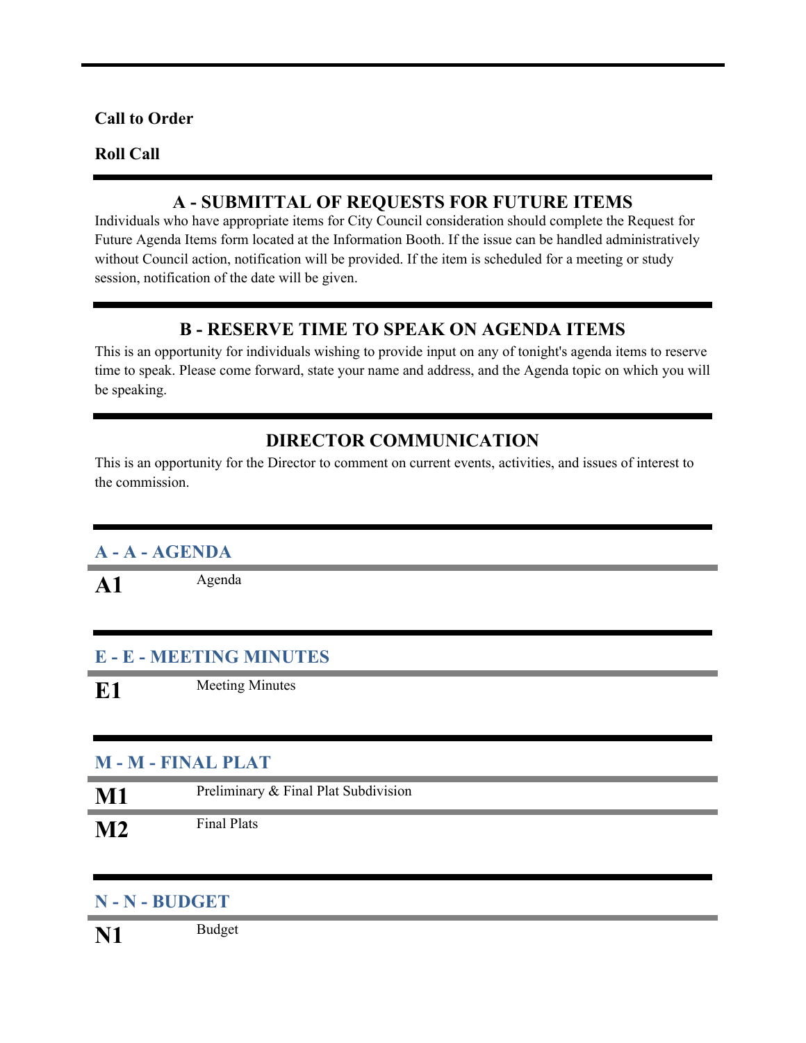**Call to Order**

**Roll Call**

## A - SUBMITTAL OF REQUESTS FOR FUTURE ITEMS

Individuals who have appropriate items for City Council consideration should complete the Request for Future Agenda Items form located at the Information Booth. If the issue can be handled administratively without Council action, notification will be provided. If the item is scheduled for a meeting or study session, notification of the date will be given.

## B - RESERVE TIME TO SPEAK ON AGENDA ITEMS

This is an opportunity for individuals wishing to provide input on any of tonight's agenda items to reserve time to speak. Please come forward, state your name and address, and the Agenda topic on which you will be speaking.

## DIRECTOR COMMUNICATION

This is an opportunity for the Director to comment on current events, activities, and issues of interest to the commission.

### A - A - AGENDA

**A1** Agenda

### E - E - MEETING MINUTES

**E1** Meeting Minutes

### M - M - FINAL PLAT

**M1** Preliminary & Final Plat Subdivision

**M2** Final Plats

### N - N - BUDGET

**N1** Budget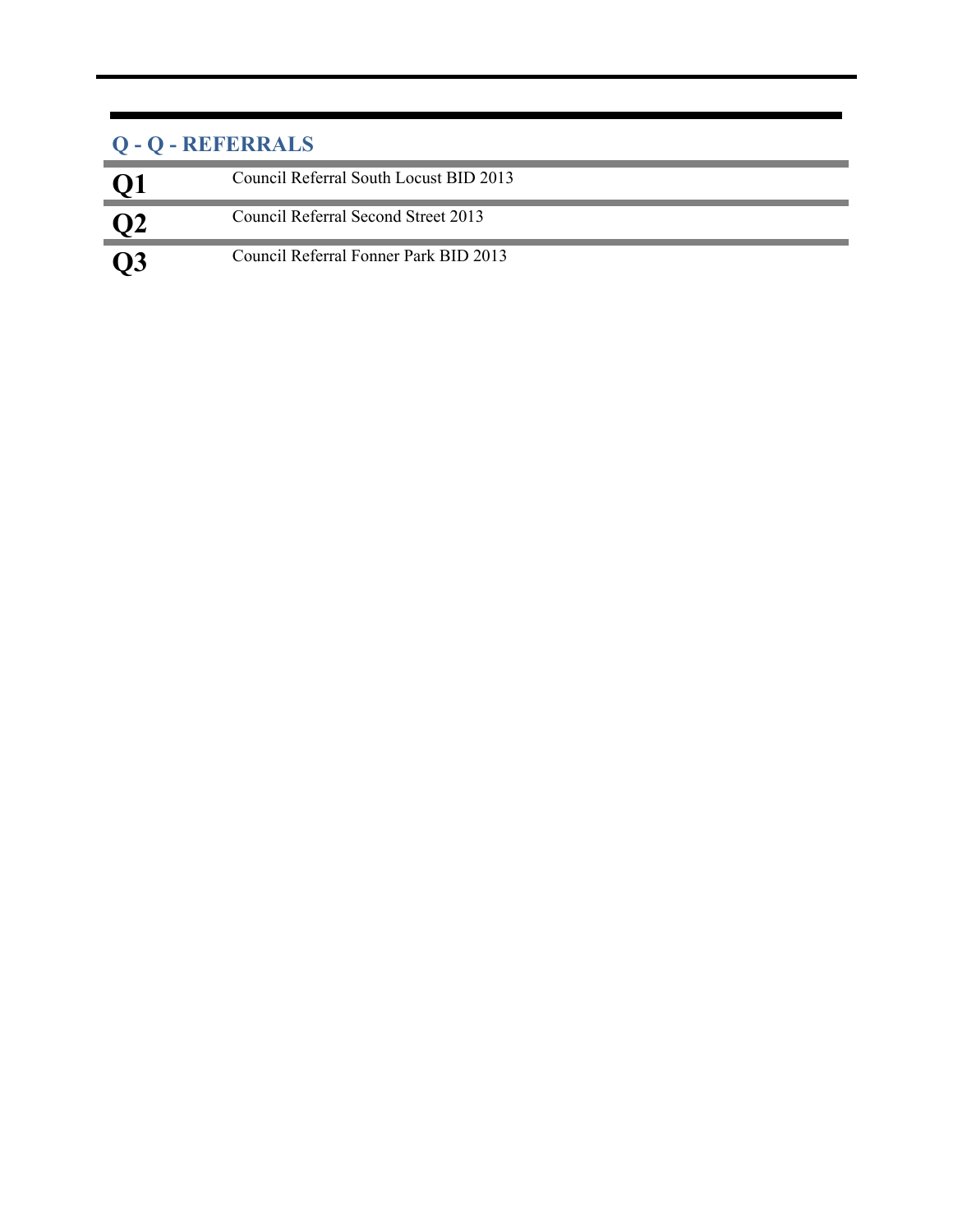## Q - Q - REFERRALS

| | |
|---|---|
| **Q1** | Council Referral South Locust BID 2013 |
| **Q2** | Council Referral Second Street 2013 |
| **Q3** | Council Referral Fonner Park BID 2013 |